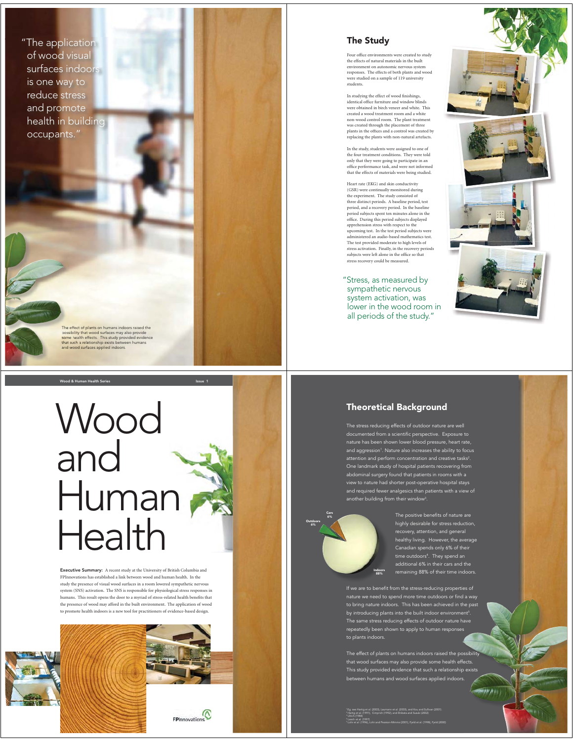## Wood and Human Health

**Executive Summary:** A recent study at the University of British Columbia and FPInnovations has established a link between wood and human health. In the study the presence of visual wood surfaces in a room lowered sympathetic nervous system (SNS) activation. The SNS is responsible for physiological stress responses in humans. This result opens the door to a myriad of stress-related health benefits that the presence of wood may afford in the built environment. The application of wood to promote health indoors is a new tool for practitioners of evidence-based design.

FPInnovations

## Theoretical Background

The stress reducing effects of outdoor nature are well documented from a scientific perspective. Exposure to nature has been shown lower blood pressure, heart rate, and aggression[1]. Nature also increases the ability to focus attention and perform concentration and creative tasks[2]. One landmark study of hospital patients recovering from abdominal surgery found that patients in rooms with a view to nature had shorter post-operative hospital stays and required fewer analgesics than patients with a view of another building from their window[3].

Cars 6%
Outdoors 6%
Indoors 88%

The positive benefits of nature are highly desirable for stress reduction, recovery, attention, and general healthy living. However, the average Canadian spends only 6% of their time outdoors[4]. They spend an additional 6% in their cars and the remaining 88% of their time indoors.

If we are to benefit from the stress-reducing properties of nature we need to spend more time outdoors or find a way to bring nature indoors. This has been achieved in the past by introducing plants into the built indoor environment[5]. The same stress reducing effects of outdoor nature have repeatedly been shown to apply to human responses to plants indoors.

The effect of plants on humans indoors raised the possibility that wood surfaces may also provide some health effects. This study provided evidence that such a relationship exists between humans and wood surfaces applied indoors.

[1] Eg. see Hartig et al. (2003), Laumann et al. (2003), and Kuo and Sullivan (2001).
[2] Hartig et al. (1991), Cimprich (1992), and Shibata and Suzuki (2002)
[3] Ulrich (1984)
[4] Leech et al. (1997)
[5] Lohr et al. (1996), Lohr and Pearson-Mimms (2001), Fjeld et al. (1998), Fjeld (2000)

"The application of wood visual surfaces indoors is one way to reduce stress and promote health in building occupants."

The effect of plants on humans indoors raised the possibility that wood surfaces may also provide some health effects. This study provided evidence that such a relationship exists between humans and wood surfaces applied indoors.

## The Study

Four office environments were created to study the effects of natural materials in the built environment on autonomic nervous system responses. The effects of both plants and wood were studied on a sample of 119 university students.

In studying the effect of wood finishings, identical office furniture and window blinds were obtained in birch veneer and white. This created a wood treatment room and a white non-wood control room. The plant treatment was created through the placement of three plants in the offices and a control was created by replacing the plants with non-natural artefacts.

In the study, students were assigned to one of the four treatment conditions. They were told only that they were going to participate in an office performance task, and were not informed that the effects of materials were being studied.

Heart rate (EKG) and skin conductivity (GSR) were continually monitored during the experiment. The study consisted of three distinct periods. A baseline period, test period, and a recovery period. In the baseline period subjects spent ten minutes alone in the office. During this period subjects displayed apprehension stress with respect to the upcoming test. In the test period subjects were administered an audio-based mathematics test. The test provided moderate to high levels of stress activation. Finally, in the recovery periods subjects were left alone in the office so that stress recovery could be measured.

"Stress, as measured by sympathetic nervous system activation, was lower in the wood room in all periods of the study."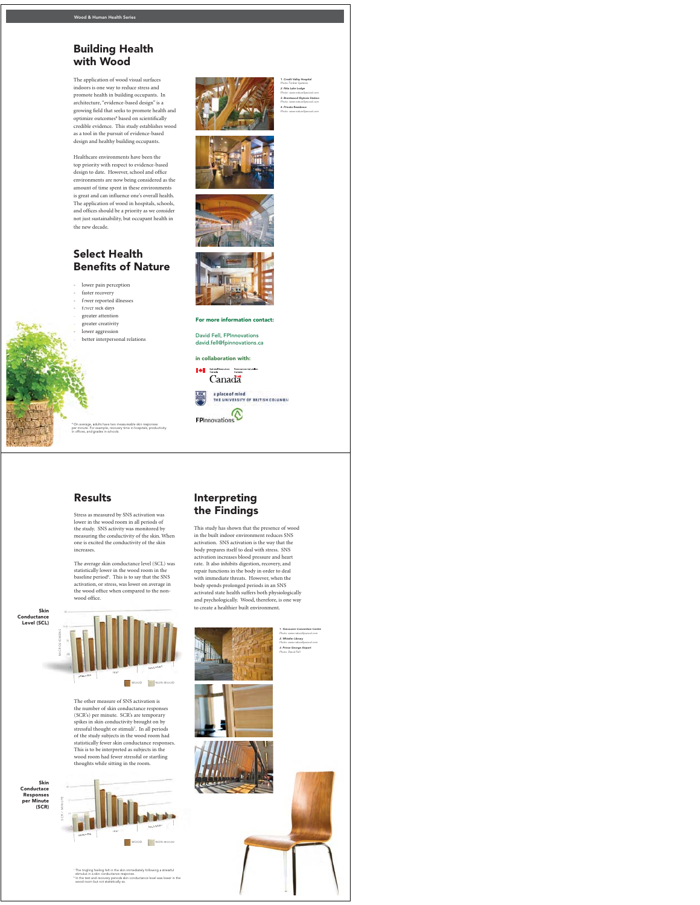## Building Health with Wood

The application of wood visual surfaces indoors is one way to reduce stress and promote health in building occupants. In architecture, "evidence-based design" is a growing field that seeks to promote health and optimize outcomes[a] based on scientifically credible evidence. This study establishes wood as a tool in the pursuit of evidence-based design and healthy building occupants.

Healthcare environments have been the top priority with respect to evidence-based design to date. However, school and office environments are now being considered as the amount of time spent in these environments is great and can influence one's overall health. The application of wood in hospitals, schools, and offices should be a priority as we consider not just sustainability, but occupant health in the new decade.

1. *Credit Valley Hospital* Photo: Timber Systems
2. *Nita Lake Lodge* Photo: www.naturallywood.com
3. *Brentwood Skytrain Station* Photo: www.naturallywood.com
4. *Private Residence* Photo: www.naturallywood.com

## Select Health Benefits of Nature

- lower pain perception
- faster recovery
- fewer reported illnesses
- fewer sick days
- greater attention
- greater creativity
- lower aggression
- better interpersonal relations

[a] On average, adults have two measureable skin responses per minute. For example, recovery time in hospitals, productivity in offices, and grades in schools.

**For more information contact:**

David Fell, FPInnovations
david.fell@fpinnovations.ca

**in collaboration with:**

Natural Resources Canada / Ressources naturelles Canada

Canada

a place of mind THE UNIVERSITY OF BRITISH COLUMBIA

FPInnovations

## Results

Stress as measured by SNS activation was lower in the wood room in all periods of the study. SNS activity was monitored by measuring the conductivity of the skin. When one is excited the conductivity of the skin increases.

The average skin conductance level (SCL) was statistically lower in the wood room in the baseline period[b]. This is to say that the SNS activation, or stress, was lower on average in the wood office when compared to the non-wood office.

**Skin Conductance Level (SCL)**

MICROSIEMENS

BASELINE

TEST

RECOVERY

WOOD NON-WOOD

The other measure of SNS activation is the number of skin conductance responses (SCR's) per minute. SCR's are temporary spikes in skin conductivity brought on by stressful thought or stimuli[c]. In all periods of the study subjects in the wood room had statistically fewer skin conductance responses. This is to be interpreted as subjects in the wood room had fewer stressful or startling thoughts while sitting in the room.

**Skin Conductace Responses per Minute (SCR)**

SCR / MINUTE

BASELINE

TEST

RECOVERY

WOOD NON-WOOD

[c] The tingling feeling felt in the skin immediately following a stressful stimulus is a skin conductance response.
[b] In the test and recovery periods skin conductance level was lower in the wood room but not statistically so.

## Interpreting the Findings

This study has shown that the presence of wood in the built indoor environment reduces SNS activation. SNS activation is the way that the body prepares itself to deal with stress. SNS activation increases blood pressure and heart rate. It also inhibits digestion, recovery, and repair functions in the body in order to deal with immediate threats. However, when the body spends prolonged periods in an SNS activated state health suffers both physiologically and psychologically. Wood, therefore, is one way to create a healthier built environment.

1. *Vancouver Convention Centre* Photo: www.naturallywood.com
2. *Whistler Library* Photo: www.naturallywood.com
3. *Prince George Airport* Photo: David Fell